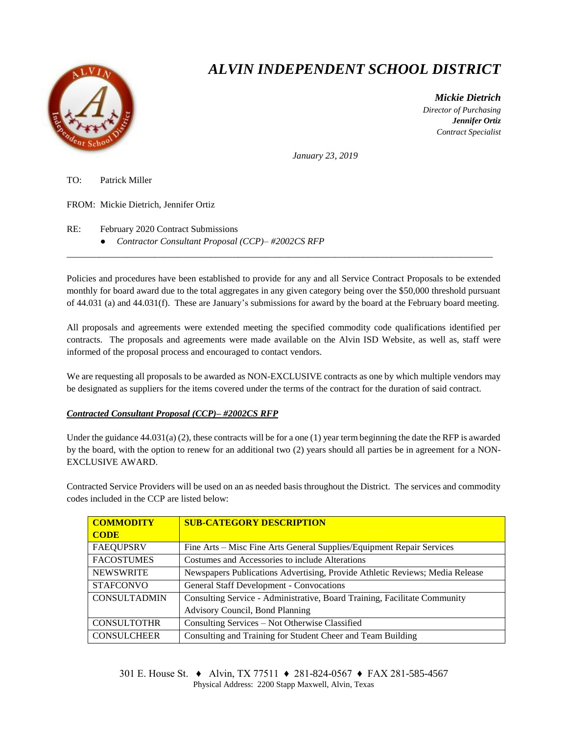# *ALVIN INDEPENDENT SCHOOL DISTRICT*

***Mickie Dietrich***
*Director of Purchasing*
***Jennifer Ortiz***
*Contract Specialist*

*January 23, 2019*

TO: Patrick Miller

FROM: Mickie Dietrich, Jennifer Ortiz

RE: February 2020 Contract Submissions

- *Contractor Consultant Proposal (CCP)– #2002CS RFP*

---

Policies and procedures have been established to provide for any and all Service Contract Proposals to be extended monthly for board award due to the total aggregates in any given category being over the $50,000 threshold pursuant of 44.031 (a) and 44.031(f). These are January's submissions for award by the board at the February board meeting.

All proposals and agreements were extended meeting the specified commodity code qualifications identified per contracts. The proposals and agreements were made available on the Alvin ISD Website, as well as, staff were informed of the proposal process and encouraged to contact vendors.

We are requesting all proposals to be awarded as NON-EXCLUSIVE contracts as one by which multiple vendors may be designated as suppliers for the items covered under the terms of the contract for the duration of said contract.

***<u>Contracted Consultant Proposal (CCP)– #2002CS RFP</u>***

Under the guidance 44.031(a) (2), these contracts will be for a one (1) year term beginning the date the RFP is awarded by the board, with the option to renew for an additional two (2) years should all parties be in agreement for a NON-EXCLUSIVE AWARD.

Contracted Service Providers will be used on an as needed basis throughout the District. The services and commodity codes included in the CCP are listed below:

| **COMMODITY CODE** | **SUB-CATEGORY DESCRIPTION** |
|---|---|
| FAEQUPSRV | Fine Arts – Misc Fine Arts General Supplies/Equipment Repair Services |
| FACOSTUMES | Costumes and Accessories to include Alterations |
| NEWSWRITE | Newspapers Publications Advertising, Provide Athletic Reviews; Media Release |
| STAFCONVO | General Staff Development - Convocations |
| CONSULTADMIN | Consulting Service - Administrative, Board Training, Facilitate Community Advisory Council, Bond Planning |
| CONSULTOTHR | Consulting Services – Not Otherwise Classified |
| CONSULCHEER | Consulting and Training for Student Cheer and Team Building |

301 E. House St. ♦ Alvin, TX 77511 ♦ 281-824-0567 ♦ FAX 281-585-4567
Physical Address: 2200 Stapp Maxwell, Alvin, Texas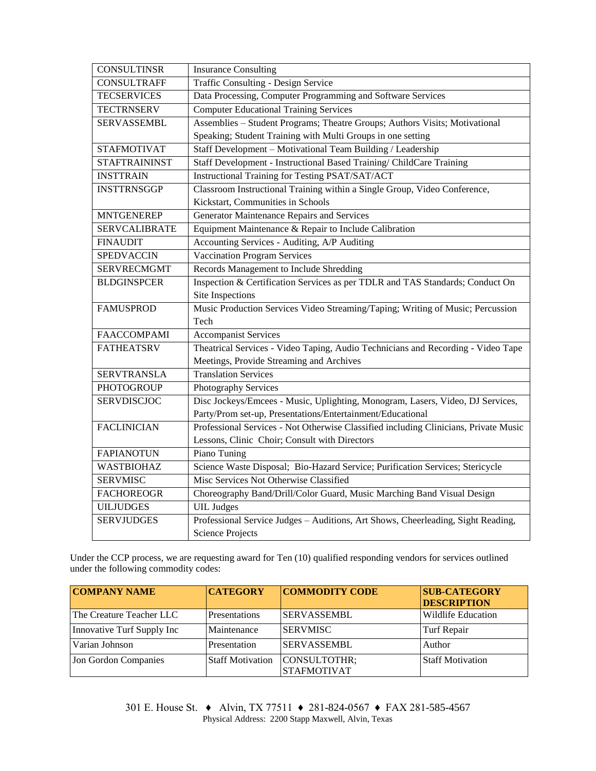| CONSULTINSR | Insurance Consulting |
| --- | --- |
| CONSULTRAFF | Traffic Consulting - Design Service |
| TECSERVICES | Data Processing, Computer Programming and Software Services |
| TECTRNSERV | Computer Educational Training Services |
| SERVASSEMBL | Assemblies – Student Programs; Theatre Groups; Authors Visits; Motivational Speaking; Student Training with Multi Groups in one setting |
| STAFMOTIVAT | Staff Development – Motivational Team Building / Leadership |
| STAFTRAININST | Staff Development - Instructional Based Training/ ChildCare Training |
| INSTTRAIN | Instructional Training for Testing PSAT/SAT/ACT |
| INSTTRNSGGP | Classroom Instructional Training within a Single Group, Video Conference, Kickstart, Communities in Schools |
| MNTGENEREP | Generator Maintenance Repairs and Services |
| SERVCALIBRATE | Equipment Maintenance & Repair to Include Calibration |
| FINAUDIT | Accounting Services - Auditing, A/P Auditing |
| SPEDVACCIN | Vaccination Program Services |
| SERVRECMGMT | Records Management to Include Shredding |
| BLDGINSPCER | Inspection & Certification Services as per TDLR and TAS Standards; Conduct On Site Inspections |
| FAMUSPROD | Music Production Services Video Streaming/Taping; Writing of Music; Percussion Tech |
| FAACCOMPAMI | Accompanist Services |
| FATHEATSRV | Theatrical Services - Video Taping, Audio Technicians and Recording - Video Tape Meetings, Provide Streaming and Archives |
| SERVTRANSLA | Translation Services |
| PHOTOGROUP | Photography Services |
| SERVDISCJOC | Disc Jockeys/Emcees - Music, Uplighting, Monogram, Lasers, Video, DJ Services, Party/Prom set-up, Presentations/Entertainment/Educational |
| FACLINICIAN | Professional Services - Not Otherwise Classified including Clinicians, Private Music Lessons, Clinic Choir; Consult with Directors |
| FAPIANOTUN | Piano Tuning |
| WASTBIOHAZ | Science Waste Disposal; Bio-Hazard Service; Purification Services; Stericycle |
| SERVMISC | Misc Services Not Otherwise Classified |
| FACHOREOGR | Choreography Band/Drill/Color Guard, Music Marching Band Visual Design |
| UILJUDGES | UIL Judges |
| SERVJUDGES | Professional Service Judges – Auditions, Art Shows, Cheerleading, Sight Reading, Science Projects |

Under the CCP process, we are requesting award for Ten (10) qualified responding vendors for services outlined under the following commodity codes:

| COMPANY NAME | CATEGORY | COMMODITY CODE | SUB-CATEGORY DESCRIPTION |
| --- | --- | --- | --- |
| The Creature Teacher LLC | Presentations | SERVASSEMBL | Wildlife Education |
| Innovative Turf Supply Inc | Maintenance | SERVMISC | Turf Repair |
| Varian Johnson | Presentation | SERVASSEMBL | Author |
| Jon Gordon Companies | Staff Motivation | CONSULTOTHR; STAFMOTIVAT | Staff Motivation |

301 E. House St. ♦ Alvin, TX 77511 ♦ 281-824-0567 ♦ FAX 281-585-4567
Physical Address: 2200 Stapp Maxwell, Alvin, Texas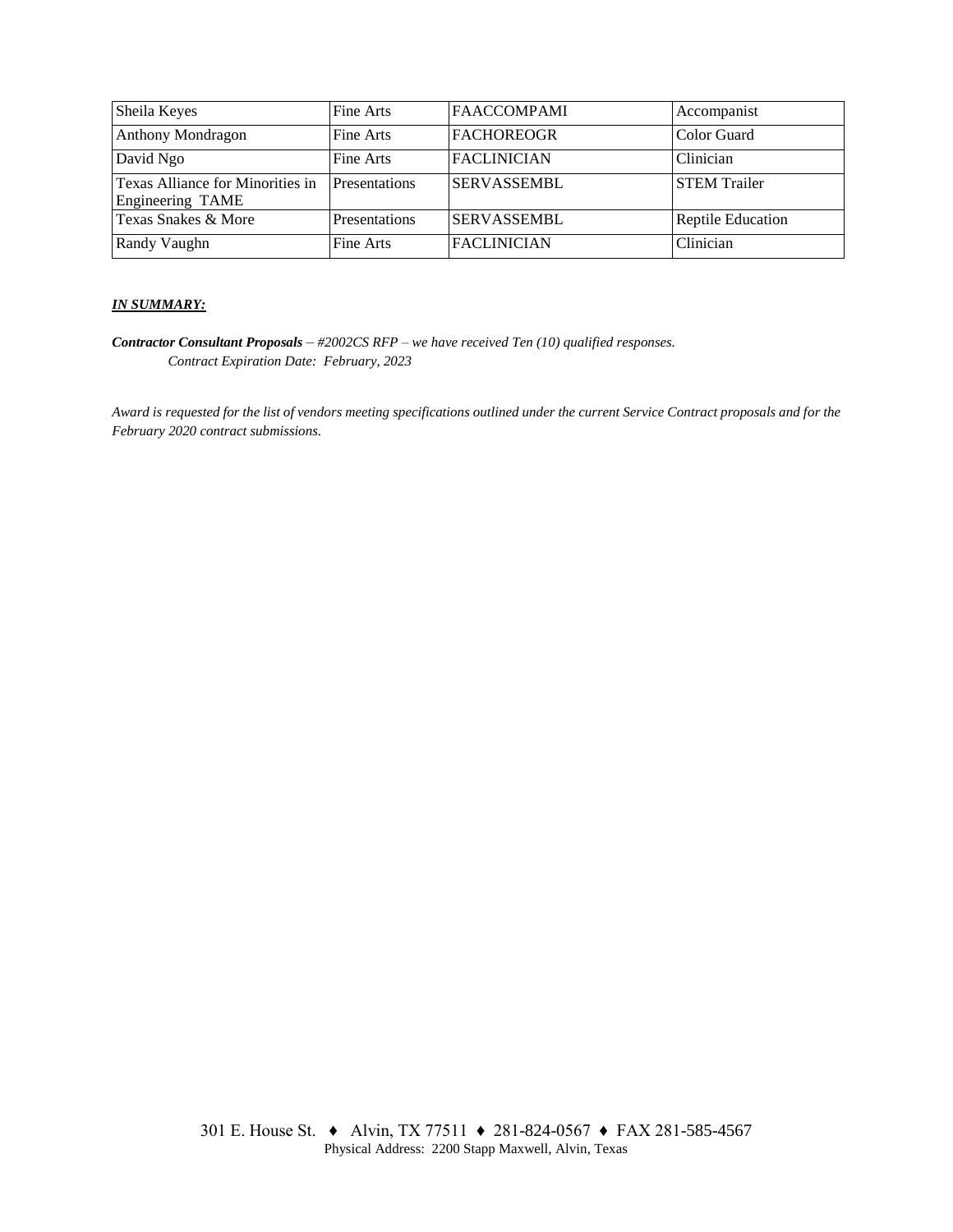| | | | |
|---|---|---|---|
| Sheila Keyes | Fine Arts | FAACCOMPAMI | Accompanist |
| Anthony Mondragon | Fine Arts | FACHOREOGR | Color Guard |
| David Ngo | Fine Arts | FACLINICIAN | Clinician |
| Texas Alliance for Minorities in Engineering TAME | Presentations | SERVASSEMBL | STEM Trailer |
| Texas Snakes & More | Presentations | SERVASSEMBL | Reptile Education |
| Randy Vaughn | Fine Arts | FACLINICIAN | Clinician |

***IN SUMMARY:***

***Contractor Consultant Proposals*** *– #2002CS RFP – we have received Ten (10) qualified responses.*
*Contract Expiration Date: February, 2023*

*Award is requested for the list of vendors meeting specifications outlined under the current Service Contract proposals and for the February 2020 contract submissions.*

301 E. House St. ♦ Alvin, TX 77511 ♦ 281-824-0567 ♦ FAX 281-585-4567
Physical Address: 2200 Stapp Maxwell, Alvin, Texas